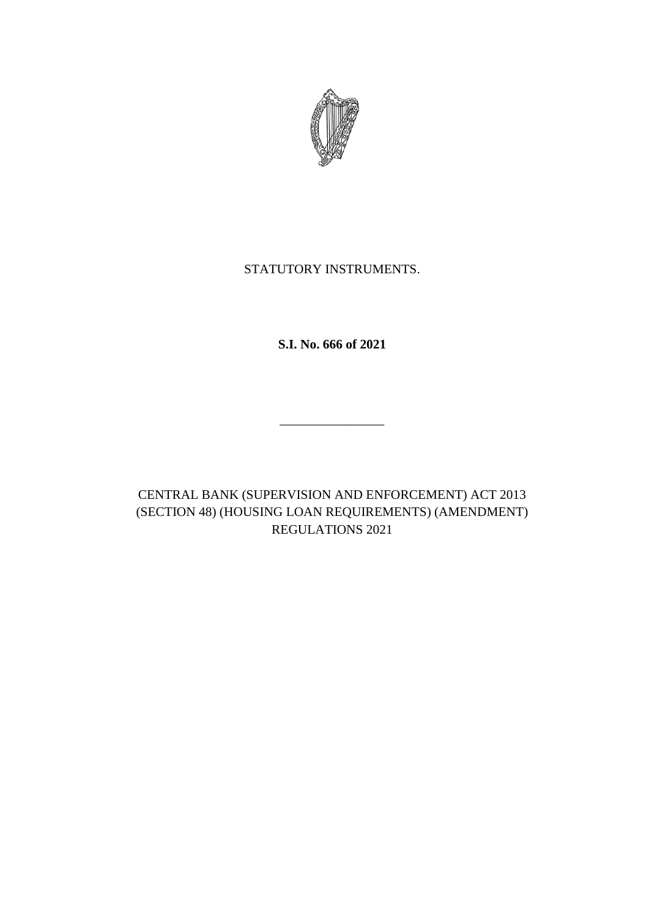STATUTORY INSTRUMENTS.

**S.I. No. 666 of 2021**

---

CENTRAL BANK (SUPERVISION AND ENFORCEMENT) ACT 2013 (SECTION 48) (HOUSING LOAN REQUIREMENTS) (AMENDMENT) REGULATIONS 2021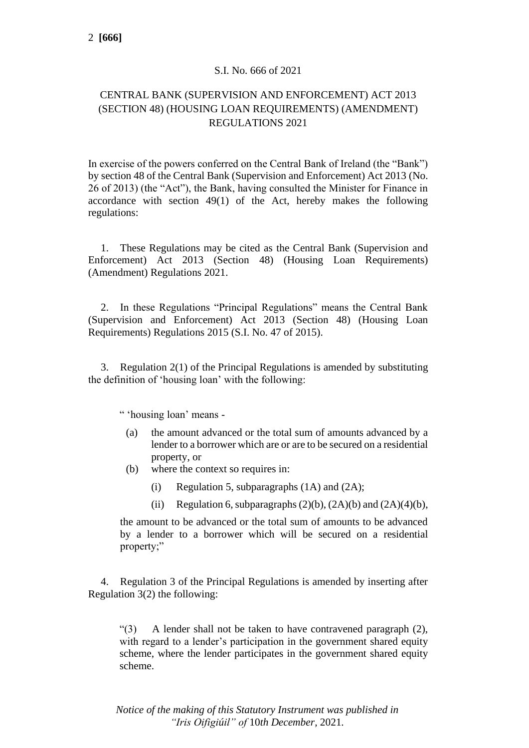S.I. No. 666 of 2021

CENTRAL BANK (SUPERVISION AND ENFORCEMENT) ACT 2013 (SECTION 48) (HOUSING LOAN REQUIREMENTS) (AMENDMENT) REGULATIONS 2021

In exercise of the powers conferred on the Central Bank of Ireland (the "Bank") by section 48 of the Central Bank (Supervision and Enforcement) Act 2013 (No. 26 of 2013) (the "Act"), the Bank, having consulted the Minister for Finance in accordance with section 49(1) of the Act, hereby makes the following regulations:

1. These Regulations may be cited as the Central Bank (Supervision and Enforcement) Act 2013 (Section 48) (Housing Loan Requirements) (Amendment) Regulations 2021.

2. In these Regulations "Principal Regulations" means the Central Bank (Supervision and Enforcement) Act 2013 (Section 48) (Housing Loan Requirements) Regulations 2015 (S.I. No. 47 of 2015).

3. Regulation 2(1) of the Principal Regulations is amended by substituting the definition of 'housing loan' with the following:

> " 'housing loan' means -
>
> (a) the amount advanced or the total sum of amounts advanced by a lender to a borrower which are or are to be secured on a residential property, or
>
> (b) where the context so requires in:
>
> (i) Regulation 5, subparagraphs (1A) and (2A);
>
> (ii) Regulation 6, subparagraphs (2)(b), (2A)(b) and (2A)(4)(b),
>
> the amount to be advanced or the total sum of amounts to be advanced by a lender to a borrower which will be secured on a residential property;"

4. Regulation 3 of the Principal Regulations is amended by inserting after Regulation 3(2) the following:

> "(3) A lender shall not be taken to have contravened paragraph (2), with regard to a lender's participation in the government shared equity scheme, where the lender participates in the government shared equity scheme.

*Notice of the making of this Statutory Instrument was published in "Iris Oifigiúil" of 10th December, 2021.*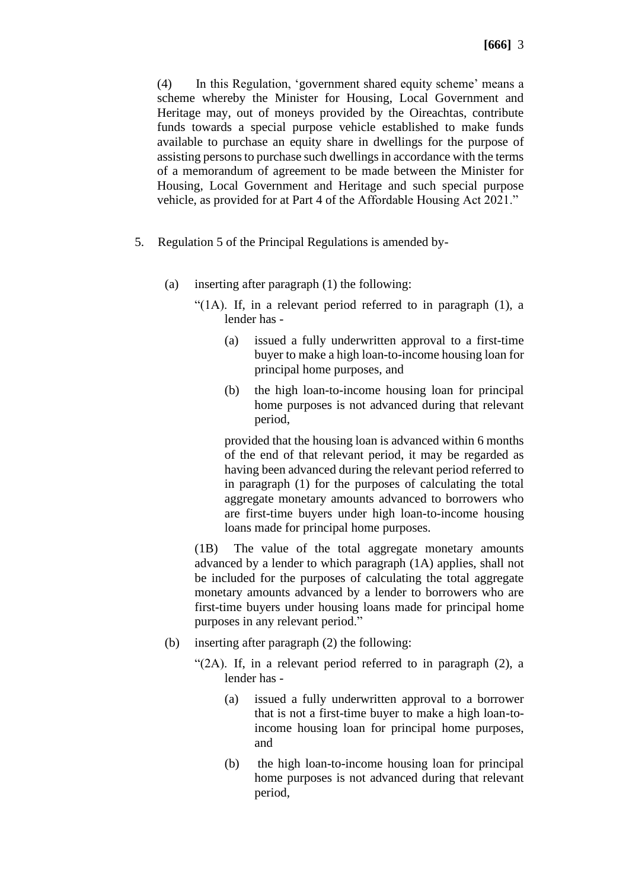(4) In this Regulation, 'government shared equity scheme' means a scheme whereby the Minister for Housing, Local Government and Heritage may, out of moneys provided by the Oireachtas, contribute funds towards a special purpose vehicle established to make funds available to purchase an equity share in dwellings for the purpose of assisting persons to purchase such dwellings in accordance with the terms of a memorandum of agreement to be made between the Minister for Housing, Local Government and Heritage and such special purpose vehicle, as provided for at Part 4 of the Affordable Housing Act 2021."

5. Regulation 5 of the Principal Regulations is amended by-

(a) inserting after paragraph (1) the following:

"(1A). If, in a relevant period referred to in paragraph (1), a lender has -

(a) issued a fully underwritten approval to a first-time buyer to make a high loan-to-income housing loan for principal home purposes, and

(b) the high loan-to-income housing loan for principal home purposes is not advanced during that relevant period,

provided that the housing loan is advanced within 6 months of the end of that relevant period, it may be regarded as having been advanced during the relevant period referred to in paragraph (1) for the purposes of calculating the total aggregate monetary amounts advanced to borrowers who are first-time buyers under high loan-to-income housing loans made for principal home purposes.

(1B) The value of the total aggregate monetary amounts advanced by a lender to which paragraph (1A) applies, shall not be included for the purposes of calculating the total aggregate monetary amounts advanced by a lender to borrowers who are first-time buyers under housing loans made for principal home purposes in any relevant period."

(b) inserting after paragraph (2) the following:

"(2A). If, in a relevant period referred to in paragraph (2), a lender has -

(a) issued a fully underwritten approval to a borrower that is not a first-time buyer to make a high loan-to-income housing loan for principal home purposes, and

(b) the high loan-to-income housing loan for principal home purposes is not advanced during that relevant period,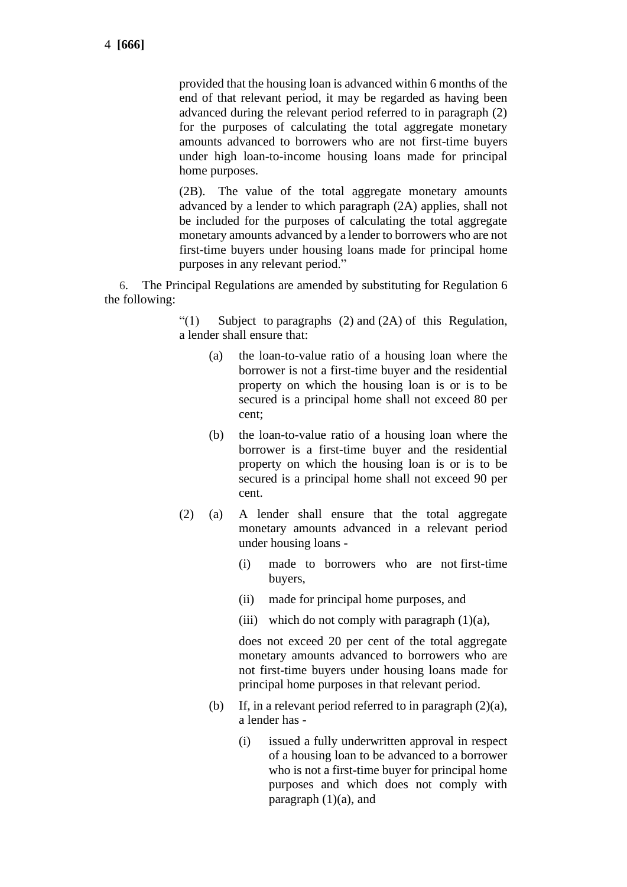provided that the housing loan is advanced within 6 months of the end of that relevant period, it may be regarded as having been advanced during the relevant period referred to in paragraph (2) for the purposes of calculating the total aggregate monetary amounts advanced to borrowers who are not first-time buyers under high loan-to-income housing loans made for principal home purposes.

(2B). The value of the total aggregate monetary amounts advanced by a lender to which paragraph (2A) applies, shall not be included for the purposes of calculating the total aggregate monetary amounts advanced by a lender to borrowers who are not first-time buyers under housing loans made for principal home purposes in any relevant period."

6. The Principal Regulations are amended by substituting for Regulation 6 the following:

"(1) Subject to paragraphs (2) and (2A) of this Regulation, a lender shall ensure that:

(a) the loan-to-value ratio of a housing loan where the borrower is not a first-time buyer and the residential property on which the housing loan is or is to be secured is a principal home shall not exceed 80 per cent;

(b) the loan-to-value ratio of a housing loan where the borrower is a first-time buyer and the residential property on which the housing loan is or is to be secured is a principal home shall not exceed 90 per cent.

(2) (a) A lender shall ensure that the total aggregate monetary amounts advanced in a relevant period under housing loans -

(i) made to borrowers who are not first-time buyers,

(ii) made for principal home purposes, and

(iii) which do not comply with paragraph (1)(a),

does not exceed 20 per cent of the total aggregate monetary amounts advanced to borrowers who are not first-time buyers under housing loans made for principal home purposes in that relevant period.

(b) If, in a relevant period referred to in paragraph (2)(a), a lender has -

(i) issued a fully underwritten approval in respect of a housing loan to be advanced to a borrower who is not a first-time buyer for principal home purposes and which does not comply with paragraph (1)(a), and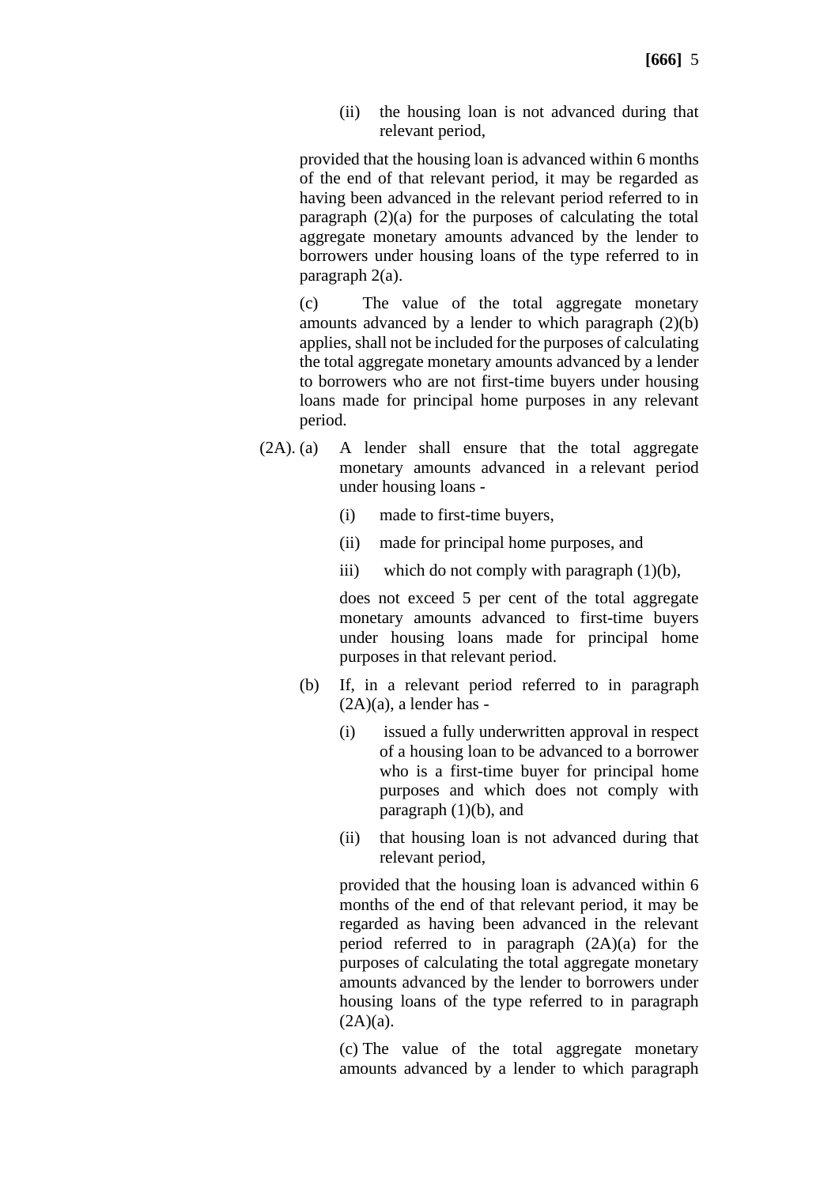(ii) the housing loan is not advanced during that relevant period,

provided that the housing loan is advanced within 6 months of the end of that relevant period, it may be regarded as having been advanced in the relevant period referred to in paragraph (2)(a) for the purposes of calculating the total aggregate monetary amounts advanced by the lender to borrowers under housing loans of the type referred to in paragraph 2(a).

(c) The value of the total aggregate monetary amounts advanced by a lender to which paragraph (2)(b) applies, shall not be included for the purposes of calculating the total aggregate monetary amounts advanced by a lender to borrowers who are not first-time buyers under housing loans made for principal home purposes in any relevant period.

(2A). (a) A lender shall ensure that the total aggregate monetary amounts advanced in a relevant period under housing loans -

(i) made to first-time buyers,

(ii) made for principal home purposes, and

iii) which do not comply with paragraph (1)(b),

does not exceed 5 per cent of the total aggregate monetary amounts advanced to first-time buyers under housing loans made for principal home purposes in that relevant period.

(b) If, in a relevant period referred to in paragraph (2A)(a), a lender has -

(i) issued a fully underwritten approval in respect of a housing loan to be advanced to a borrower who is a first-time buyer for principal home purposes and which does not comply with paragraph (1)(b), and

(ii) that housing loan is not advanced during that relevant period,

provided that the housing loan is advanced within 6 months of the end of that relevant period, it may be regarded as having been advanced in the relevant period referred to in paragraph (2A)(a) for the purposes of calculating the total aggregate monetary amounts advanced by the lender to borrowers under housing loans of the type referred to in paragraph (2A)(a).

(c) The value of the total aggregate monetary amounts advanced by a lender to which paragraph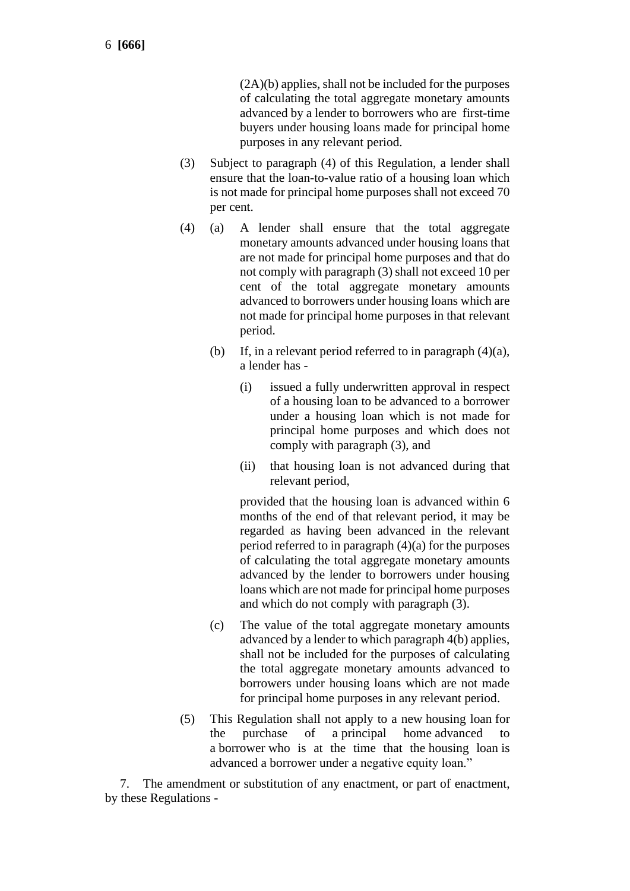(2A)(b) applies, shall not be included for the purposes of calculating the total aggregate monetary amounts advanced by a lender to borrowers who are first-time buyers under housing loans made for principal home purposes in any relevant period.

(3) Subject to paragraph (4) of this Regulation, a lender shall ensure that the loan-to-value ratio of a housing loan which is not made for principal home purposes shall not exceed 70 per cent.

(4) (a) A lender shall ensure that the total aggregate monetary amounts advanced under housing loans that are not made for principal home purposes and that do not comply with paragraph (3) shall not exceed 10 per cent of the total aggregate monetary amounts advanced to borrowers under housing loans which are not made for principal home purposes in that relevant period.

(b) If, in a relevant period referred to in paragraph (4)(a), a lender has -

(i) issued a fully underwritten approval in respect of a housing loan to be advanced to a borrower under a housing loan which is not made for principal home purposes and which does not comply with paragraph (3), and

(ii) that housing loan is not advanced during that relevant period,

provided that the housing loan is advanced within 6 months of the end of that relevant period, it may be regarded as having been advanced in the relevant period referred to in paragraph (4)(a) for the purposes of calculating the total aggregate monetary amounts advanced by the lender to borrowers under housing loans which are not made for principal home purposes and which do not comply with paragraph (3).

(c) The value of the total aggregate monetary amounts advanced by a lender to which paragraph 4(b) applies, shall not be included for the purposes of calculating the total aggregate monetary amounts advanced to borrowers under housing loans which are not made for principal home purposes in any relevant period.

(5) This Regulation shall not apply to a new housing loan for the purchase of a principal home advanced to a borrower who is at the time that the housing loan is advanced a borrower under a negative equity loan."

7. The amendment or substitution of any enactment, or part of enactment, by these Regulations -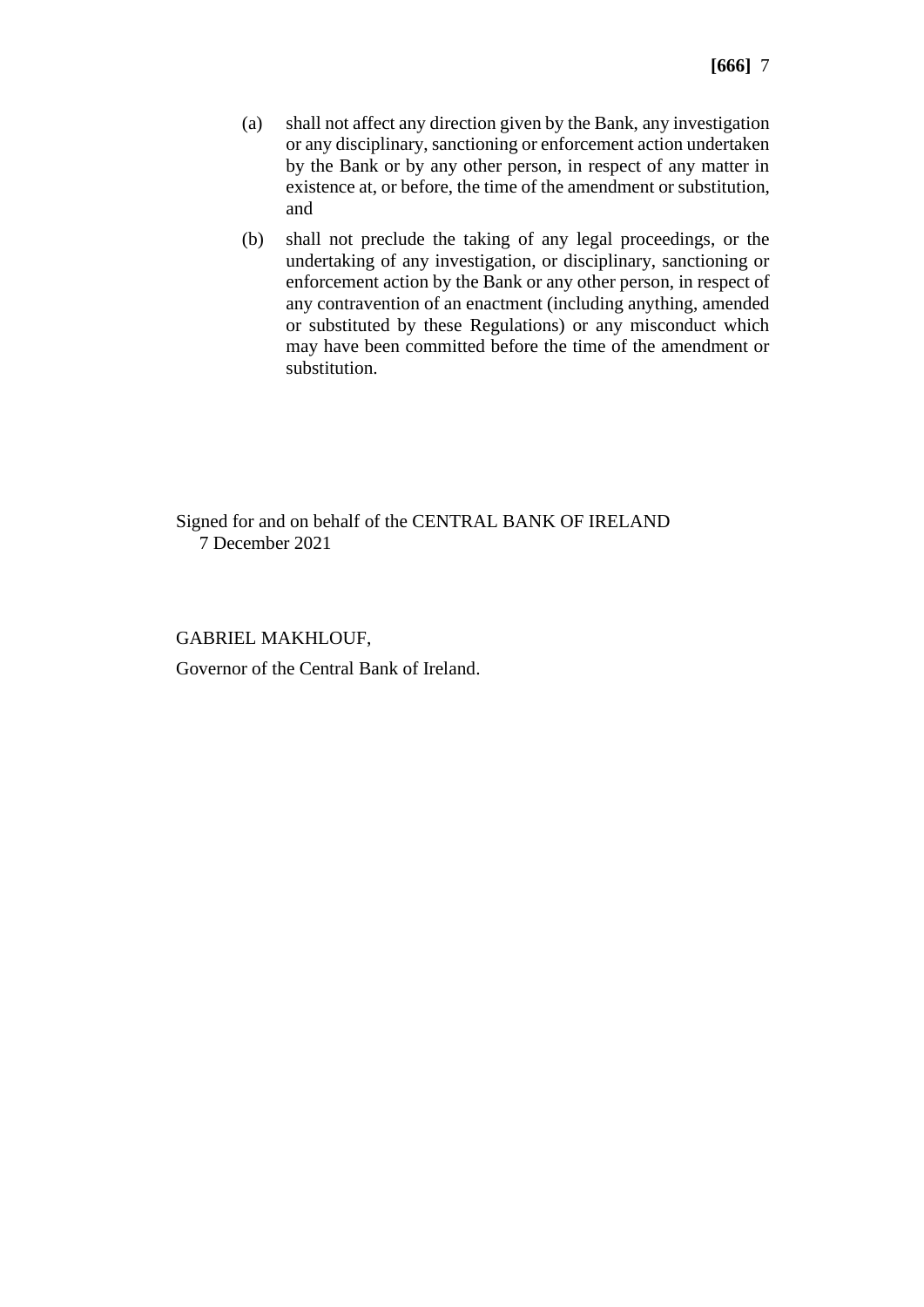(a) shall not affect any direction given by the Bank, any investigation or any disciplinary, sanctioning or enforcement action undertaken by the Bank or by any other person, in respect of any matter in existence at, or before, the time of the amendment or substitution, and

(b) shall not preclude the taking of any legal proceedings, or the undertaking of any investigation, or disciplinary, sanctioning or enforcement action by the Bank or any other person, in respect of any contravention of an enactment (including anything, amended or substituted by these Regulations) or any misconduct which may have been committed before the time of the amendment or substitution.

Signed for and on behalf of the CENTRAL BANK OF IRELAND
7 December 2021

GABRIEL MAKHLOUF,

Governor of the Central Bank of Ireland.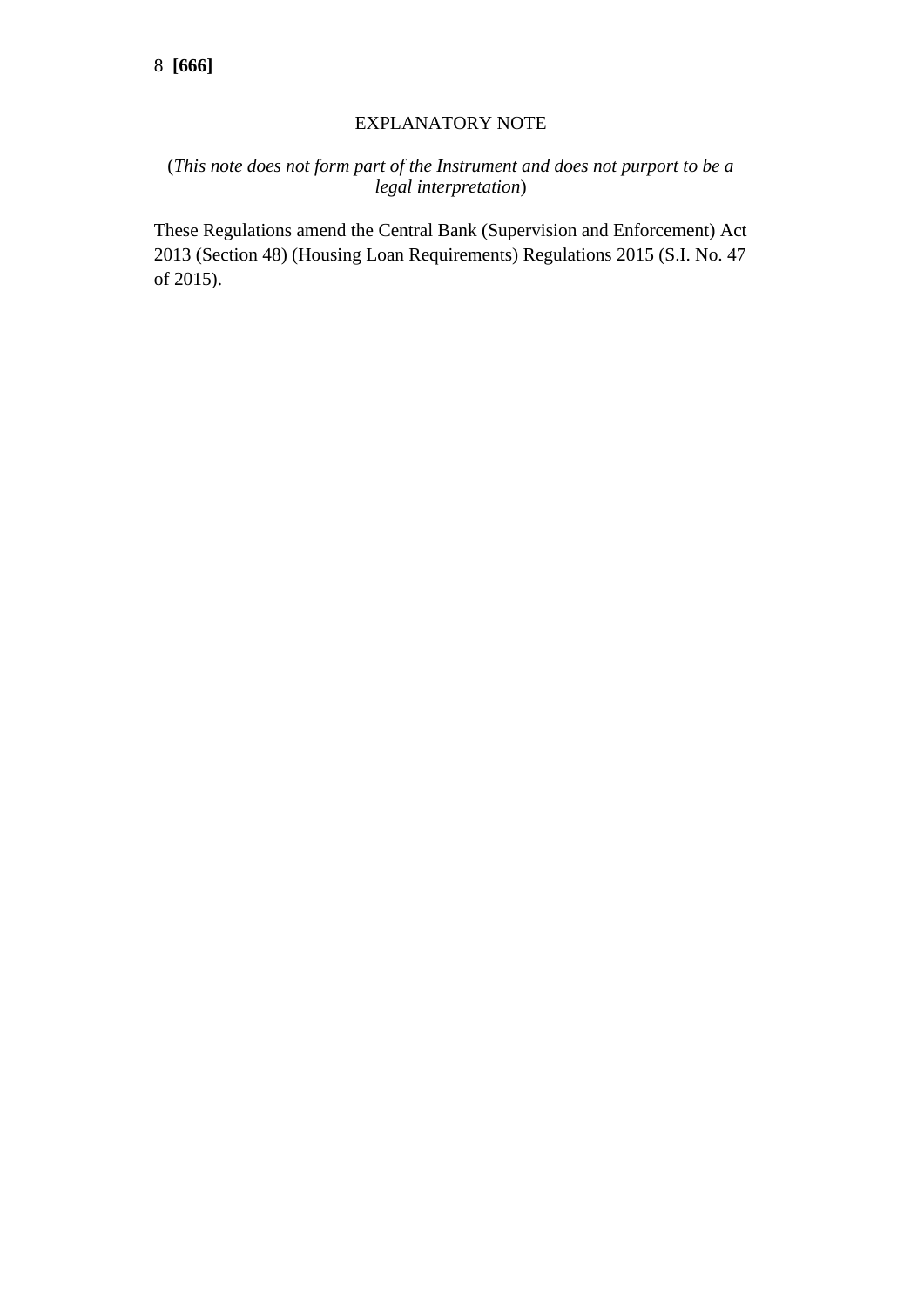## EXPLANATORY NOTE

(*This note does not form part of the Instrument and does not purport to be a legal interpretation*)

These Regulations amend the Central Bank (Supervision and Enforcement) Act 2013 (Section 48) (Housing Loan Requirements) Regulations 2015 (S.I. No. 47 of 2015).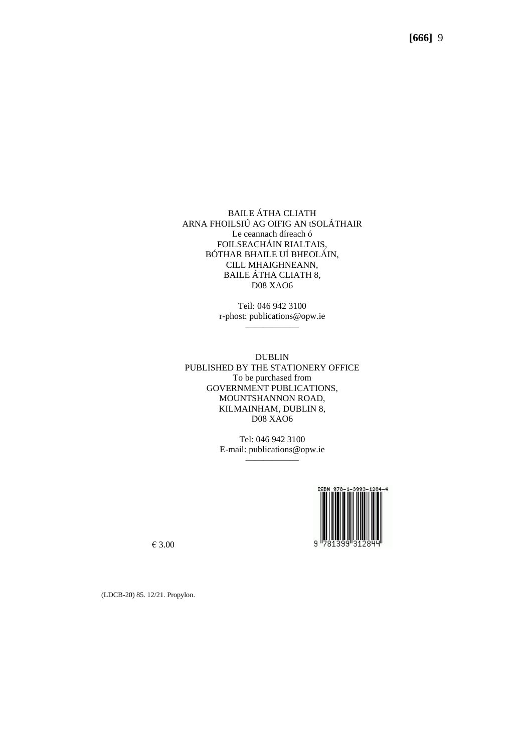BAILE ÁTHA CLIATH
ARNA FHOILSIÚ AG OIFIG AN tSOLÁTHAIR
Le ceannach díreach ó
FOILSEACHÁIN RIALTAIS,
BÓTHAR BHAILE UÍ BHEOLÁIN,
CILL MHAIGHNEANN,
BAILE ÁTHA CLIATH 8,
D08 XAO6

Teil: 046 942 3100
r-phost: publications@opw.ie

---

DUBLIN
PUBLISHED BY THE STATIONERY OFFICE
To be purchased from
GOVERNMENT PUBLICATIONS,
MOUNTSHANNON ROAD,
KILMAINHAM, DUBLIN 8,
D08 XAO6

Tel: 046 942 3100
E-mail: publications@opw.ie

---

ISBN 978-1-3993-1284-4

9 781399 312844

€ 3.00

(LDCB-20) 85. 12/21. Propylon.